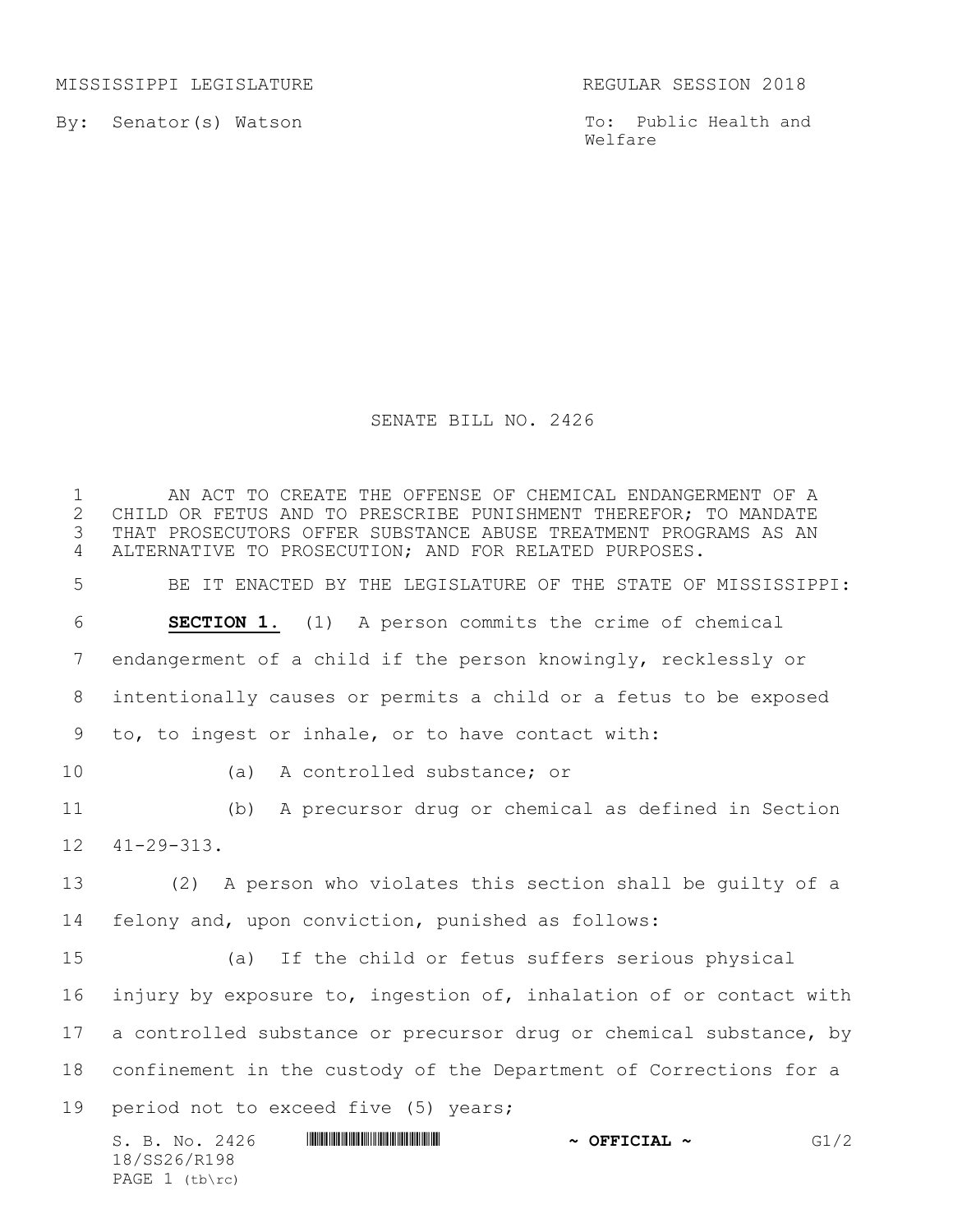MISSISSIPPI LEGISLATURE REGULAR SESSION 2018

By: Senator(s) Watson

To: Public Health and Welfare

# SENATE BILL NO. 2426

AN ACT TO CREATE THE OFFENSE OF CHEMICAL ENDANGERMENT OF A CHILD OR FETUS AND TO PRESCRIBE PUNISHMENT THEREFOR; TO MANDATE THAT PROSECUTORS OFFER SUBSTANCE ABUSE TREATMENT PROGRAMS AS AN ALTERNATIVE TO PROSECUTION; AND FOR RELATED PURPOSES.

BE IT ENACTED BY THE LEGISLATURE OF THE STATE OF MISSISSIPPI:

**SECTION 1.** (1) A person commits the crime of chemical endangerment of a child if the person knowingly, recklessly or intentionally causes or permits a child or a fetus to be exposed to, to ingest or inhale, or to have contact with:

(a) A controlled substance; or

(b) A precursor drug or chemical as defined in Section 41-29-313.

(2) A person who violates this section shall be guilty of a felony and, upon conviction, punished as follows:

(a) If the child or fetus suffers serious physical injury by exposure to, ingestion of, inhalation of or contact with a controlled substance or precursor drug or chemical substance, by confinement in the custody of the Department of Corrections for a period not to exceed five (5) years;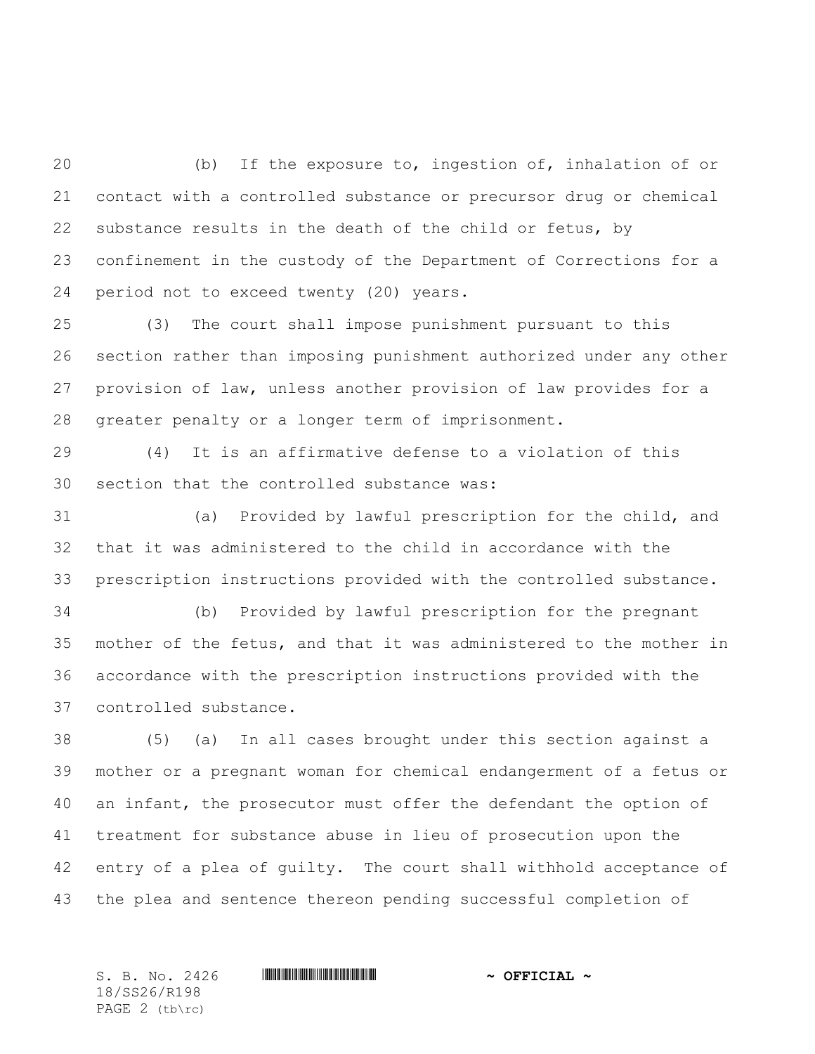(b) If the exposure to, ingestion of, inhalation of or contact with a controlled substance or precursor drug or chemical substance results in the death of the child or fetus, by confinement in the custody of the Department of Corrections for a period not to exceed twenty (20) years.

(3) The court shall impose punishment pursuant to this section rather than imposing punishment authorized under any other provision of law, unless another provision of law provides for a greater penalty or a longer term of imprisonment.

(4) It is an affirmative defense to a violation of this section that the controlled substance was:

(a) Provided by lawful prescription for the child, and that it was administered to the child in accordance with the prescription instructions provided with the controlled substance.

(b) Provided by lawful prescription for the pregnant mother of the fetus, and that it was administered to the mother in accordance with the prescription instructions provided with the controlled substance.

(5) (a) In all cases brought under this section against a mother or a pregnant woman for chemical endangerment of a fetus or an infant, the prosecutor must offer the defendant the option of treatment for substance abuse in lieu of prosecution upon the entry of a plea of guilty. The court shall withhold acceptance of the plea and sentence thereon pending successful completion of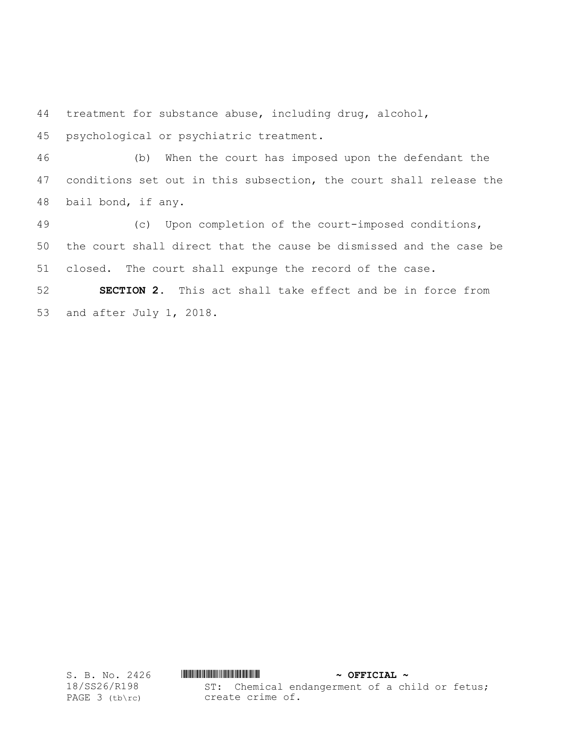treatment for substance abuse, including drug, alcohol, psychological or psychiatric treatment.

(b) When the court has imposed upon the defendant the conditions set out in this subsection, the court shall release the bail bond, if any.

(c) Upon completion of the court-imposed conditions, the court shall direct that the cause be dismissed and the case be closed. The court shall expunge the record of the case.

**SECTION 2.** This act shall take effect and be in force from and after July 1, 2018.